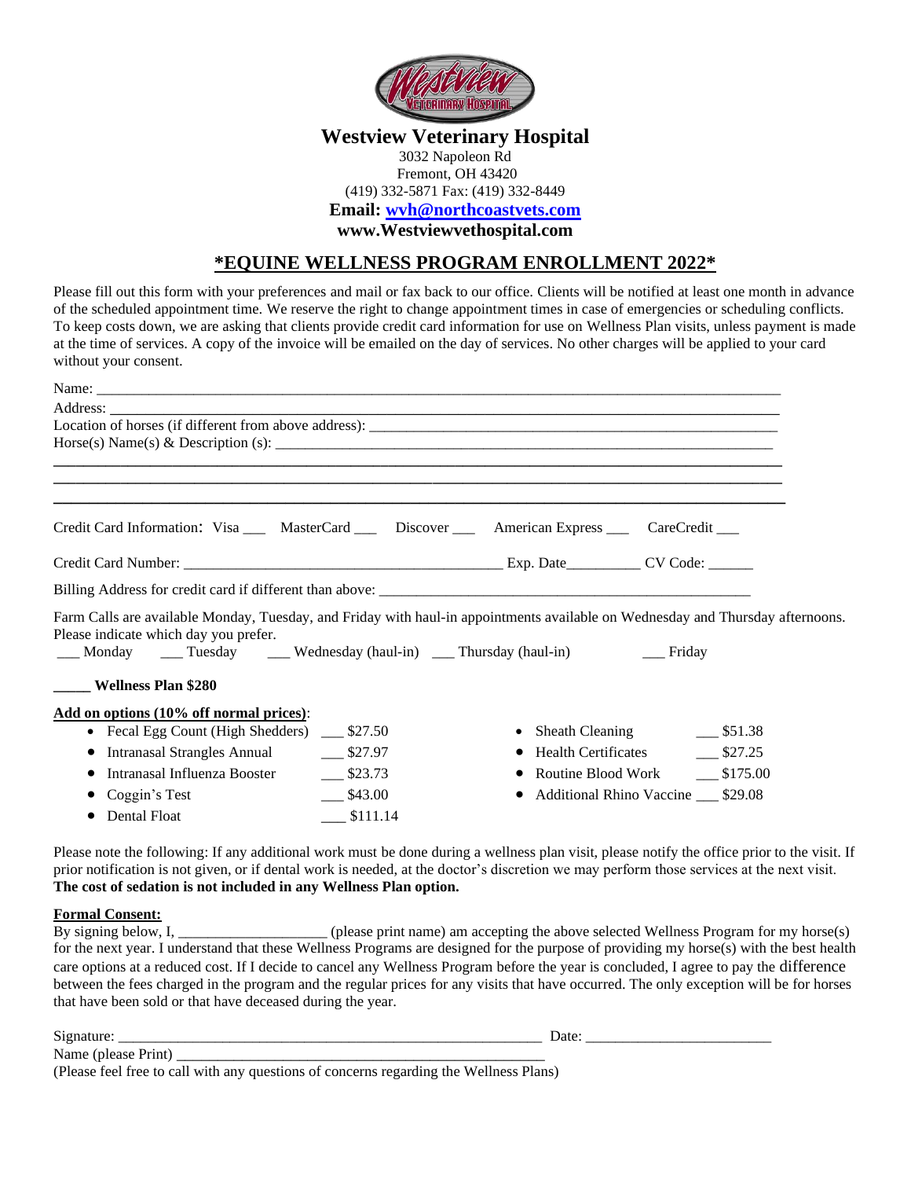# Westview Veterinary Hospital

3032 Napoleon Rd
Fremont, OH 43420
(419) 332-5871 Fax: (419) 332-8449
**Email: wvh@northcoastvets.com**
**www.Westviewvethospital.com**

## *EQUINE WELLNESS PROGRAM ENROLLMENT 2022*

Please fill out this form with your preferences and mail or fax back to our office. Clients will be notified at least one month in advance of the scheduled appointment time. We reserve the right to change appointment times in case of emergencies or scheduling conflicts. To keep costs down, we are asking that clients provide credit card information for use on Wellness Plan visits, unless payment is made at the time of services. A copy of the invoice will be emailed on the day of services. No other charges will be applied to your card without your consent.

Name: ___________________________________________________________________________

Address: _________________________________________________________________________

Location of horses (if different from above address): ____________________________________________

Horse(s) Name(s) & Description (s): ___________________________________________________

_________________________________________________________________________________

_________________________________________________________________________________

_________________________________________________________________________________

Credit Card Information: Visa ___ MasterCard ___ Discover ___ American Express ___ CareCredit ___

Credit Card Number: ________________________________________ Exp. Date_________ CV Code: ______

Billing Address for credit card if different than above: ______________________________________________

Farm Calls are available Monday, Tuesday, and Friday with haul-in appointments available on Wednesday and Thursday afternoons. Please indicate which day you prefer.

___ Monday ___ Tuesday ___ Wednesday (haul-in) ___ Thursday (haul-in) ___ Friday

**_____ Wellness Plan $280**

**Add on options (10% off normal prices)**:

- Fecal Egg Count (High Shedders) ___ $27.50
- Intranasal Strangles Annual ___ $27.97
- Intranasal Influenza Booster ___ $23.73
- Coggin's Test ___ $43.00
- Dental Float ___ $111.14
- Sheath Cleaning ___ $51.38
- Health Certificates ___ $27.25
- Routine Blood Work ___ $175.00
- Additional Rhino Vaccine ___ $29.08

Please note the following: If any additional work must be done during a wellness plan visit, please notify the office prior to the visit. If prior notification is not given, or if dental work is needed, at the doctor's discretion we may perform those services at the next visit. **The cost of sedation is not included in any Wellness Plan option.**

**Formal Consent:**

By signing below, I, ___________________ (please print name) am accepting the above selected Wellness Program for my horse(s) for the next year. I understand that these Wellness Programs are designed for the purpose of providing my horse(s) with the best health care options at a reduced cost. If I decide to cancel any Wellness Program before the year is concluded, I agree to pay the difference between the fees charged in the program and the regular prices for any visits that have occurred. The only exception will be for horses that have been sold or that have deceased during the year.

Signature: ______________________________________________________ Date: _______________________

Name (please Print) _______________________________________________

(Please feel free to call with any questions of concerns regarding the Wellness Plans)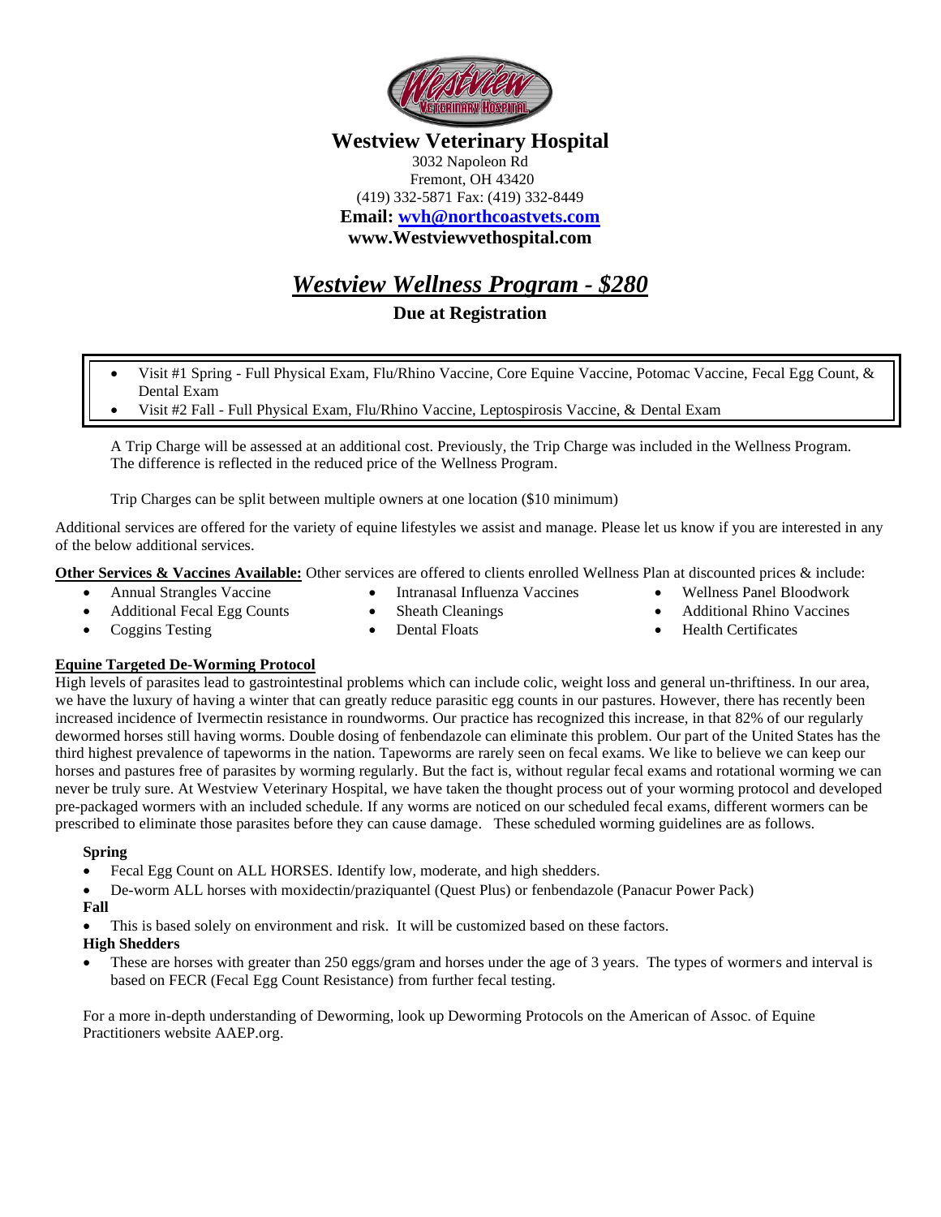# Westview Veterinary Hospital

3032 Napoleon Rd
Fremont, OH 43420
(419) 332-5871 Fax: (419) 332-8449
**Email: wvh@northcoastvets.com**
**www.Westviewvethospital.com**

## *Westview Wellness Program - $280*

**Due at Registration**

- Visit #1 Spring - Full Physical Exam, Flu/Rhino Vaccine, Core Equine Vaccine, Potomac Vaccine, Fecal Egg Count, & Dental Exam
- Visit #2 Fall - Full Physical Exam, Flu/Rhino Vaccine, Leptospirosis Vaccine, & Dental Exam

A Trip Charge will be assessed at an additional cost. Previously, the Trip Charge was included in the Wellness Program. The difference is reflected in the reduced price of the Wellness Program.

Trip Charges can be split between multiple owners at one location ($10 minimum)

Additional services are offered for the variety of equine lifestyles we assist and manage. Please let us know if you are interested in any of the below additional services.

**Other Services & Vaccines Available:** Other services are offered to clients enrolled Wellness Plan at discounted prices & include:

- Annual Strangles Vaccine
- Additional Fecal Egg Counts
- Coggins Testing
- Intranasal Influenza Vaccines
- Sheath Cleanings
- Dental Floats
- Wellness Panel Bloodwork
- Additional Rhino Vaccines
- Health Certificates

**Equine Targeted De-Worming Protocol**

High levels of parasites lead to gastrointestinal problems which can include colic, weight loss and general un-thriftiness. In our area, we have the luxury of having a winter that can greatly reduce parasitic egg counts in our pastures. However, there has recently been increased incidence of Ivermectin resistance in roundworms. Our practice has recognized this increase, in that 82% of our regularly dewormed horses still having worms. Double dosing of fenbendazole can eliminate this problem. Our part of the United States has the third highest prevalence of tapeworms in the nation. Tapeworms are rarely seen on fecal exams. We like to believe we can keep our horses and pastures free of parasites by worming regularly. But the fact is, without regular fecal exams and rotational worming we can never be truly sure. At Westview Veterinary Hospital, we have taken the thought process out of your worming protocol and developed pre-packaged wormers with an included schedule. If any worms are noticed on our scheduled fecal exams, different wormers can be prescribed to eliminate those parasites before they can cause damage. These scheduled worming guidelines are as follows.

**Spring**

- Fecal Egg Count on ALL HORSES. Identify low, moderate, and high shedders.
- De-worm ALL horses with moxidectin/praziquantel (Quest Plus) or fenbendazole (Panacur Power Pack)

**Fall**

- This is based solely on environment and risk. It will be customized based on these factors.

**High Shedders**

- These are horses with greater than 250 eggs/gram and horses under the age of 3 years. The types of wormers and interval is based on FECR (Fecal Egg Count Resistance) from further fecal testing.

For a more in-depth understanding of Deworming, look up Deworming Protocols on the American of Assoc. of Equine Practitioners website AAEP.org.